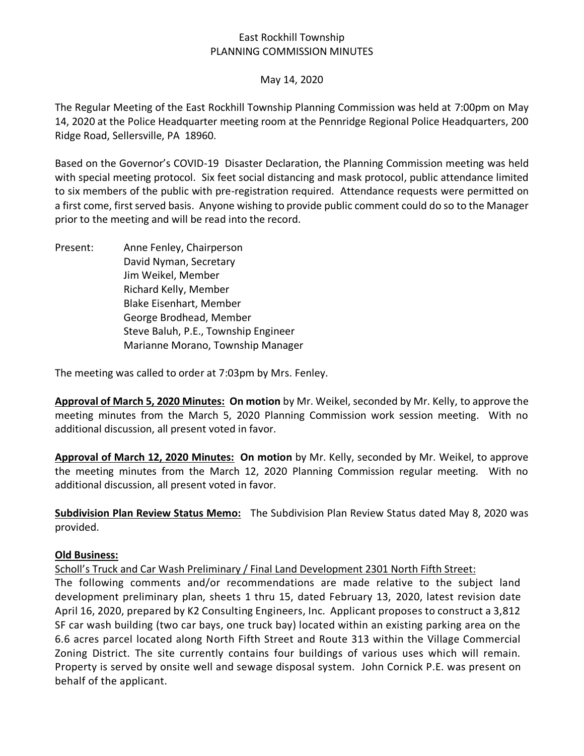# East Rockhill Township
## PLANNING COMMISSION MINUTES

May 14, 2020

The Regular Meeting of the East Rockhill Township Planning Commission was held at 7:00pm on May 14, 2020 at the Police Headquarter meeting room at the Pennridge Regional Police Headquarters, 200 Ridge Road, Sellersville, PA 18960.

Based on the Governor's COVID-19 Disaster Declaration, the Planning Commission meeting was held with special meeting protocol. Six feet social distancing and mask protocol, public attendance limited to six members of the public with pre-registration required. Attendance requests were permitted on a first come, first served basis. Anyone wishing to provide public comment could do so to the Manager prior to the meeting and will be read into the record.

Present:
- Anne Fenley, Chairperson
- David Nyman, Secretary
- Jim Weikel, Member
- Richard Kelly, Member
- Blake Eisenhart, Member
- George Brodhead, Member
- Steve Baluh, P.E., Township Engineer
- Marianne Morano, Township Manager

The meeting was called to order at 7:03pm by Mrs. Fenley.

**Approval of March 5, 2020 Minutes: On motion** by Mr. Weikel, seconded by Mr. Kelly, to approve the meeting minutes from the March 5, 2020 Planning Commission work session meeting. With no additional discussion, all present voted in favor.

**Approval of March 12, 2020 Minutes: On motion** by Mr. Kelly, seconded by Mr. Weikel, to approve the meeting minutes from the March 12, 2020 Planning Commission regular meeting. With no additional discussion, all present voted in favor.

**Subdivision Plan Review Status Memo:** The Subdivision Plan Review Status dated May 8, 2020 was provided.

**Old Business:**

Scholl's Truck and Car Wash Preliminary / Final Land Development 2301 North Fifth Street:

The following comments and/or recommendations are made relative to the subject land development preliminary plan, sheets 1 thru 15, dated February 13, 2020, latest revision date April 16, 2020, prepared by K2 Consulting Engineers, Inc. Applicant proposes to construct a 3,812 SF car wash building (two car bays, one truck bay) located within an existing parking area on the 6.6 acres parcel located along North Fifth Street and Route 313 within the Village Commercial Zoning District. The site currently contains four buildings of various uses which will remain. Property is served by onsite well and sewage disposal system. John Cornick P.E. was present on behalf of the applicant.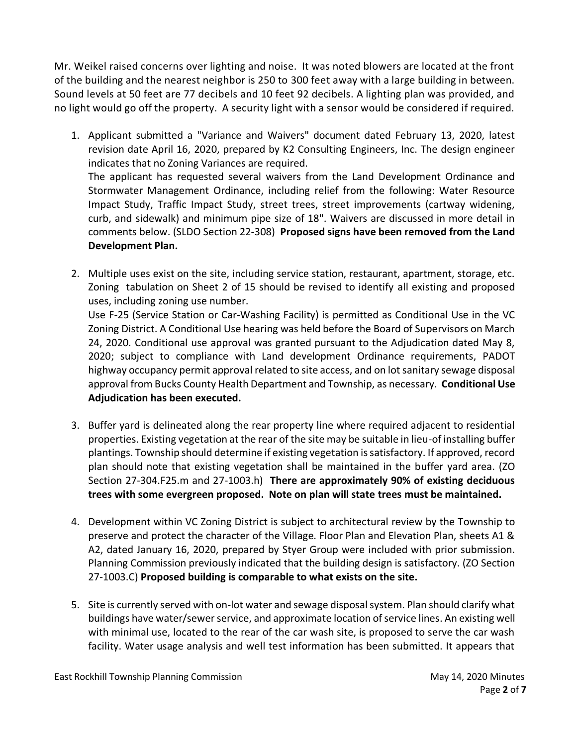Mr. Weikel raised concerns over lighting and noise. It was noted blowers are located at the front of the building and the nearest neighbor is 250 to 300 feet away with a large building in between. Sound levels at 50 feet are 77 decibels and 10 feet 92 decibels. A lighting plan was provided, and no light would go off the property. A security light with a sensor would be considered if required.

1. Applicant submitted a "Variance and Waivers" document dated February 13, 2020, latest revision date April 16, 2020, prepared by K2 Consulting Engineers, Inc. The design engineer indicates that no Zoning Variances are required.
   The applicant has requested several waivers from the Land Development Ordinance and Stormwater Management Ordinance, including relief from the following: Water Resource Impact Study, Traffic Impact Study, street trees, street improvements (cartway widening, curb, and sidewalk) and minimum pipe size of 18". Waivers are discussed in more detail in comments below. (SLDO Section 22-308) **Proposed signs have been removed from the Land Development Plan.**

2. Multiple uses exist on the site, including service station, restaurant, apartment, storage, etc. Zoning tabulation on Sheet 2 of 15 should be revised to identify all existing and proposed uses, including zoning use number.
   Use F-25 (Service Station or Car-Washing Facility) is permitted as Conditional Use in the VC Zoning District. A Conditional Use hearing was held before the Board of Supervisors on March 24, 2020. Conditional use approval was granted pursuant to the Adjudication dated May 8, 2020; subject to compliance with Land development Ordinance requirements, PADOT highway occupancy permit approval related to site access, and on lot sanitary sewage disposal approval from Bucks County Health Department and Township, as necessary. **Conditional Use Adjudication has been executed.**

3. Buffer yard is delineated along the rear property line where required adjacent to residential properties. Existing vegetation at the rear of the site may be suitable in lieu-of installing buffer plantings. Township should determine if existing vegetation is satisfactory. If approved, record plan should note that existing vegetation shall be maintained in the buffer yard area. (ZO Section 27-304.F25.m and 27-1003.h) **There are approximately 90% of existing deciduous trees with some evergreen proposed. Note on plan will state trees must be maintained.**

4. Development within VC Zoning District is subject to architectural review by the Township to preserve and protect the character of the Village. Floor Plan and Elevation Plan, sheets A1 & A2, dated January 16, 2020, prepared by Styer Group were included with prior submission. Planning Commission previously indicated that the building design is satisfactory. (ZO Section 27-1003.C) **Proposed building is comparable to what exists on the site.**

5. Site is currently served with on-lot water and sewage disposal system. Plan should clarify what buildings have water/sewer service, and approximate location of service lines. An existing well with minimal use, located to the rear of the car wash site, is proposed to serve the car wash facility. Water usage analysis and well test information has been submitted. It appears that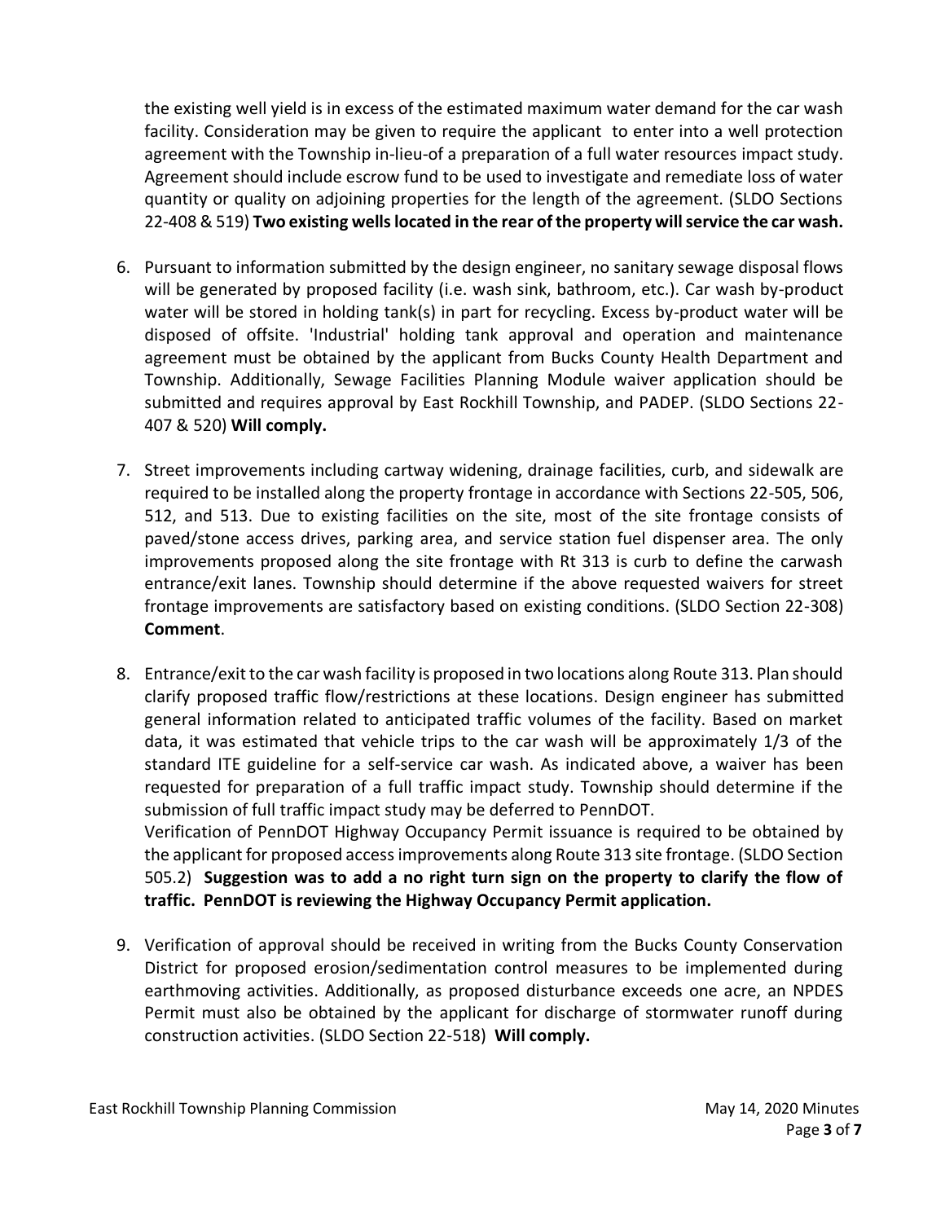the existing well yield is in excess of the estimated maximum water demand for the car wash facility. Consideration may be given to require the applicant to enter into a well protection agreement with the Township in-lieu-of a preparation of a full water resources impact study. Agreement should include escrow fund to be used to investigate and remediate loss of water quantity or quality on adjoining properties for the length of the agreement. (SLDO Sections 22-408 & 519) **Two existing wells located in the rear of the property will service the car wash.**

6. Pursuant to information submitted by the design engineer, no sanitary sewage disposal flows will be generated by proposed facility (i.e. wash sink, bathroom, etc.). Car wash by-product water will be stored in holding tank(s) in part for recycling. Excess by-product water will be disposed of offsite. 'Industrial' holding tank approval and operation and maintenance agreement must be obtained by the applicant from Bucks County Health Department and Township. Additionally, Sewage Facilities Planning Module waiver application should be submitted and requires approval by East Rockhill Township, and PADEP. (SLDO Sections 22-407 & 520) **Will comply.**

7. Street improvements including cartway widening, drainage facilities, curb, and sidewalk are required to be installed along the property frontage in accordance with Sections 22-505, 506, 512, and 513. Due to existing facilities on the site, most of the site frontage consists of paved/stone access drives, parking area, and service station fuel dispenser area. The only improvements proposed along the site frontage with Rt 313 is curb to define the carwash entrance/exit lanes. Township should determine if the above requested waivers for street frontage improvements are satisfactory based on existing conditions. (SLDO Section 22-308) **Comment**.

8. Entrance/exit to the car wash facility is proposed in two locations along Route 313. Plan should clarify proposed traffic flow/restrictions at these locations. Design engineer has submitted general information related to anticipated traffic volumes of the facility. Based on market data, it was estimated that vehicle trips to the car wash will be approximately 1/3 of the standard ITE guideline for a self-service car wash. As indicated above, a waiver has been requested for preparation of a full traffic impact study. Township should determine if the submission of full traffic impact study may be deferred to PennDOT.
   Verification of PennDOT Highway Occupancy Permit issuance is required to be obtained by the applicant for proposed access improvements along Route 313 site frontage. (SLDO Section 505.2) **Suggestion was to add a no right turn sign on the property to clarify the flow of traffic. PennDOT is reviewing the Highway Occupancy Permit application.**

9. Verification of approval should be received in writing from the Bucks County Conservation District for proposed erosion/sedimentation control measures to be implemented during earthmoving activities. Additionally, as proposed disturbance exceeds one acre, an NPDES Permit must also be obtained by the applicant for discharge of stormwater runoff during construction activities. (SLDO Section 22-518) **Will comply.**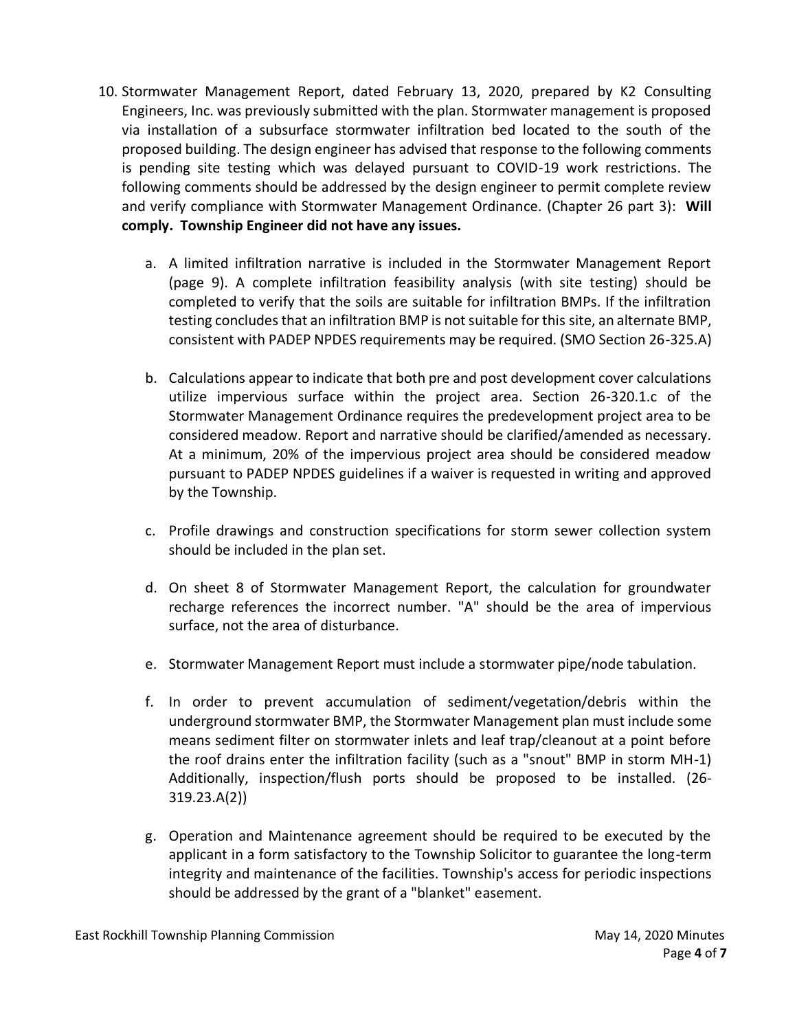10. Stormwater Management Report, dated February 13, 2020, prepared by K2 Consulting Engineers, Inc. was previously submitted with the plan. Stormwater management is proposed via installation of a subsurface stormwater infiltration bed located to the south of the proposed building. The design engineer has advised that response to the following comments is pending site testing which was delayed pursuant to COVID-19 work restrictions. The following comments should be addressed by the design engineer to permit complete review and verify compliance with Stormwater Management Ordinance. (Chapter 26 part 3): **Will comply. Township Engineer did not have any issues.**

    a. A limited infiltration narrative is included in the Stormwater Management Report (page 9). A complete infiltration feasibility analysis (with site testing) should be completed to verify that the soils are suitable for infiltration BMPs. If the infiltration testing concludes that an infiltration BMP is not suitable for this site, an alternate BMP, consistent with PADEP NPDES requirements may be required. (SMO Section 26-325.A)

    b. Calculations appear to indicate that both pre and post development cover calculations utilize impervious surface within the project area. Section 26-320.1.c of the Stormwater Management Ordinance requires the predevelopment project area to be considered meadow. Report and narrative should be clarified/amended as necessary. At a minimum, 20% of the impervious project area should be considered meadow pursuant to PADEP NPDES guidelines if a waiver is requested in writing and approved by the Township.

    c. Profile drawings and construction specifications for storm sewer collection system should be included in the plan set.

    d. On sheet 8 of Stormwater Management Report, the calculation for groundwater recharge references the incorrect number. "A" should be the area of impervious surface, not the area of disturbance.

    e. Stormwater Management Report must include a stormwater pipe/node tabulation.

    f. In order to prevent accumulation of sediment/vegetation/debris within the underground stormwater BMP, the Stormwater Management plan must include some means sediment filter on stormwater inlets and leaf trap/cleanout at a point before the roof drains enter the infiltration facility (such as a "snout" BMP in storm MH-1) Additionally, inspection/flush ports should be proposed to be installed. (26-319.23.A(2))

    g. Operation and Maintenance agreement should be required to be executed by the applicant in a form satisfactory to the Township Solicitor to guarantee the long-term integrity and maintenance of the facilities. Township's access for periodic inspections should be addressed by the grant of a "blanket" easement.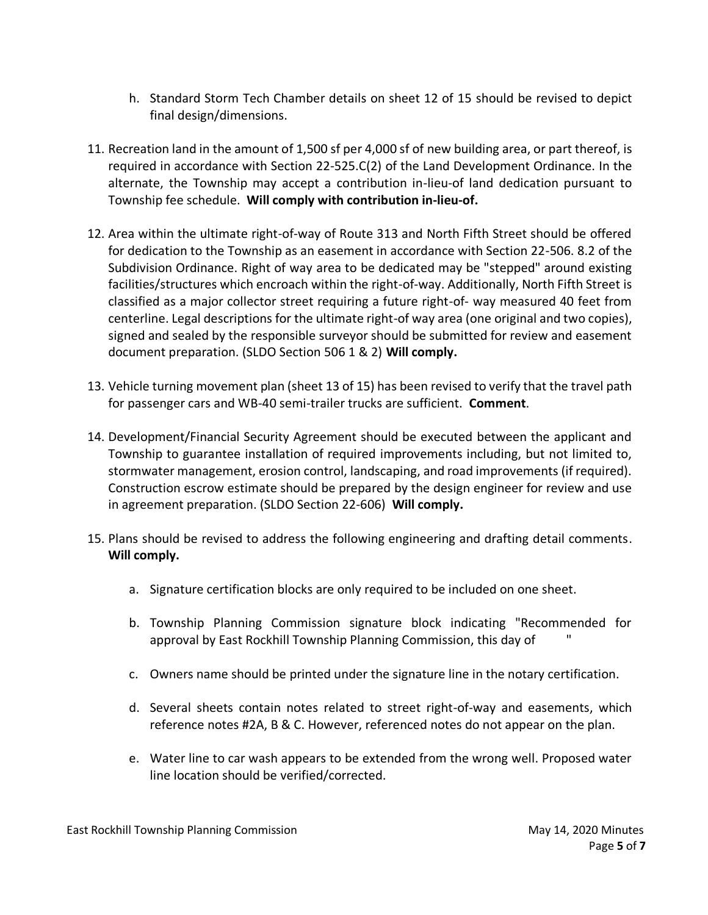h. Standard Storm Tech Chamber details on sheet 12 of 15 should be revised to depict final design/dimensions.

11. Recreation land in the amount of 1,500 sf per 4,000 sf of new building area, or part thereof, is required in accordance with Section 22-525.C(2) of the Land Development Ordinance. In the alternate, the Township may accept a contribution in-lieu-of land dedication pursuant to Township fee schedule. **Will comply with contribution in-lieu-of.**

12. Area within the ultimate right-of-way of Route 313 and North Fifth Street should be offered for dedication to the Township as an easement in accordance with Section 22-506. 8.2 of the Subdivision Ordinance. Right of way area to be dedicated may be "stepped" around existing facilities/structures which encroach within the right-of-way. Additionally, North Fifth Street is classified as a major collector street requiring a future right-of- way measured 40 feet from centerline. Legal descriptions for the ultimate right-of way area (one original and two copies), signed and sealed by the responsible surveyor should be submitted for review and easement document preparation. (SLDO Section 506 1 & 2) **Will comply.**

13. Vehicle turning movement plan (sheet 13 of 15) has been revised to verify that the travel path for passenger cars and WB-40 semi-trailer trucks are sufficient. **Comment**.

14. Development/Financial Security Agreement should be executed between the applicant and Township to guarantee installation of required improvements including, but not limited to, stormwater management, erosion control, landscaping, and road improvements (if required). Construction escrow estimate should be prepared by the design engineer for review and use in agreement preparation. (SLDO Section 22-606) **Will comply.**

15. Plans should be revised to address the following engineering and drafting detail comments. **Will comply.**

    a. Signature certification blocks are only required to be included on one sheet.

    b. Township Planning Commission signature block indicating "Recommended for approval by East Rockhill Township Planning Commission, this day of "

    c. Owners name should be printed under the signature line in the notary certification.

    d. Several sheets contain notes related to street right-of-way and easements, which reference notes #2A, B & C. However, referenced notes do not appear on the plan.

    e. Water line to car wash appears to be extended from the wrong well. Proposed water line location should be verified/corrected.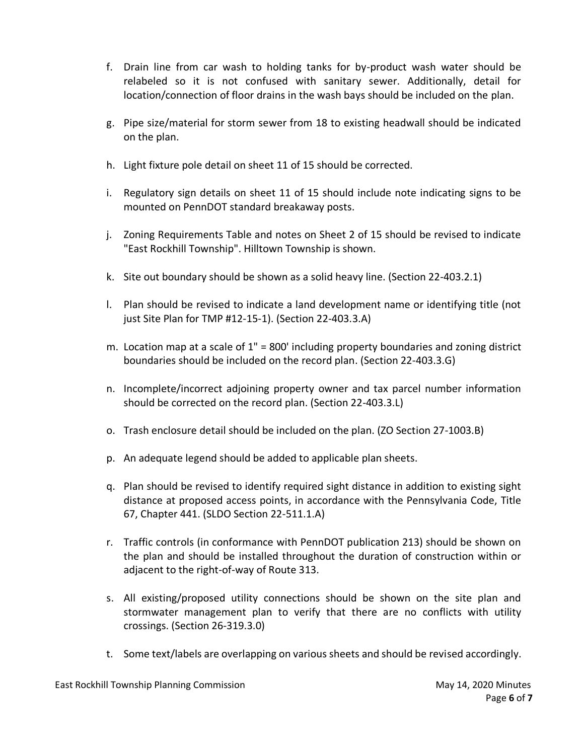f. Drain line from car wash to holding tanks for by-product wash water should be relabeled so it is not confused with sanitary sewer. Additionally, detail for location/connection of floor drains in the wash bays should be included on the plan.

g. Pipe size/material for storm sewer from 18 to existing headwall should be indicated on the plan.

h. Light fixture pole detail on sheet 11 of 15 should be corrected.

i. Regulatory sign details on sheet 11 of 15 should include note indicating signs to be mounted on PennDOT standard breakaway posts.

j. Zoning Requirements Table and notes on Sheet 2 of 15 should be revised to indicate "East Rockhill Township". Hilltown Township is shown.

k. Site out boundary should be shown as a solid heavy line. (Section 22-403.2.1)

l. Plan should be revised to indicate a land development name or identifying title (not just Site Plan for TMP #12-15-1). (Section 22-403.3.A)

m. Location map at a scale of 1" = 800' including property boundaries and zoning district boundaries should be included on the record plan. (Section 22-403.3.G)

n. Incomplete/incorrect adjoining property owner and tax parcel number information should be corrected on the record plan. (Section 22-403.3.L)

o. Trash enclosure detail should be included on the plan. (ZO Section 27-1003.B)

p. An adequate legend should be added to applicable plan sheets.

q. Plan should be revised to identify required sight distance in addition to existing sight distance at proposed access points, in accordance with the Pennsylvania Code, Title 67, Chapter 441. (SLDO Section 22-511.1.A)

r. Traffic controls (in conformance with PennDOT publication 213) should be shown on the plan and should be installed throughout the duration of construction within or adjacent to the right-of-way of Route 313.

s. All existing/proposed utility connections should be shown on the site plan and stormwater management plan to verify that there are no conflicts with utility crossings. (Section 26-319.3.0)

t. Some text/labels are overlapping on various sheets and should be revised accordingly.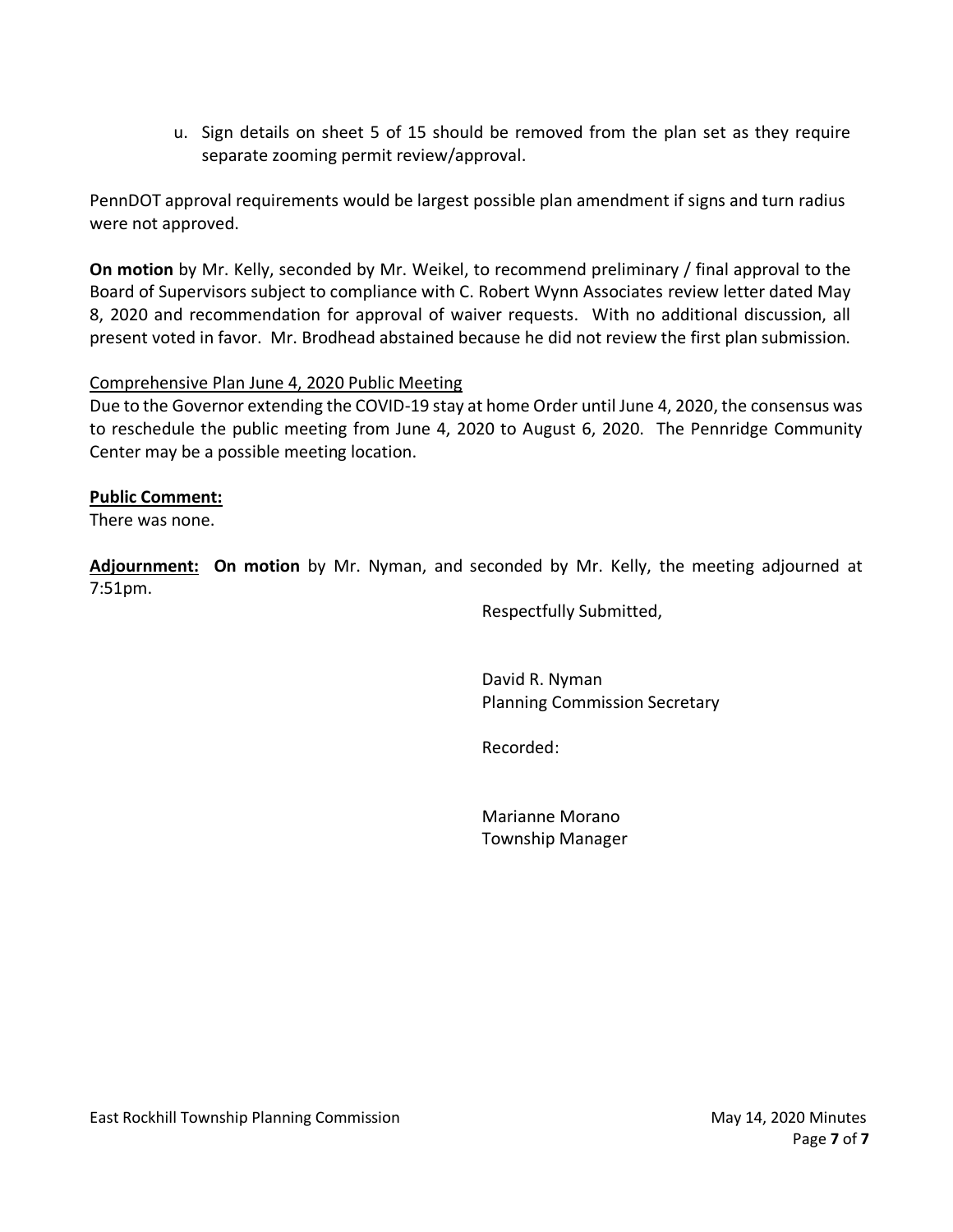u. Sign details on sheet 5 of 15 should be removed from the plan set as they require separate zooming permit review/approval.

PennDOT approval requirements would be largest possible plan amendment if signs and turn radius were not approved.

**On motion** by Mr. Kelly, seconded by Mr. Weikel, to recommend preliminary / final approval to the Board of Supervisors subject to compliance with C. Robert Wynn Associates review letter dated May 8, 2020 and recommendation for approval of waiver requests. With no additional discussion, all present voted in favor. Mr. Brodhead abstained because he did not review the first plan submission.

<u>Comprehensive Plan June 4, 2020 Public Meeting</u>

Due to the Governor extending the COVID-19 stay at home Order until June 4, 2020, the consensus was to reschedule the public meeting from June 4, 2020 to August 6, 2020. The Pennridge Community Center may be a possible meeting location.

**<u>Public Comment:</u>**

There was none.

**<u>Adjournment:</u> On motion** by Mr. Nyman, and seconded by Mr. Kelly, the meeting adjourned at 7:51pm.

Respectfully Submitted,

David R. Nyman
Planning Commission Secretary

Recorded:

Marianne Morano
Township Manager